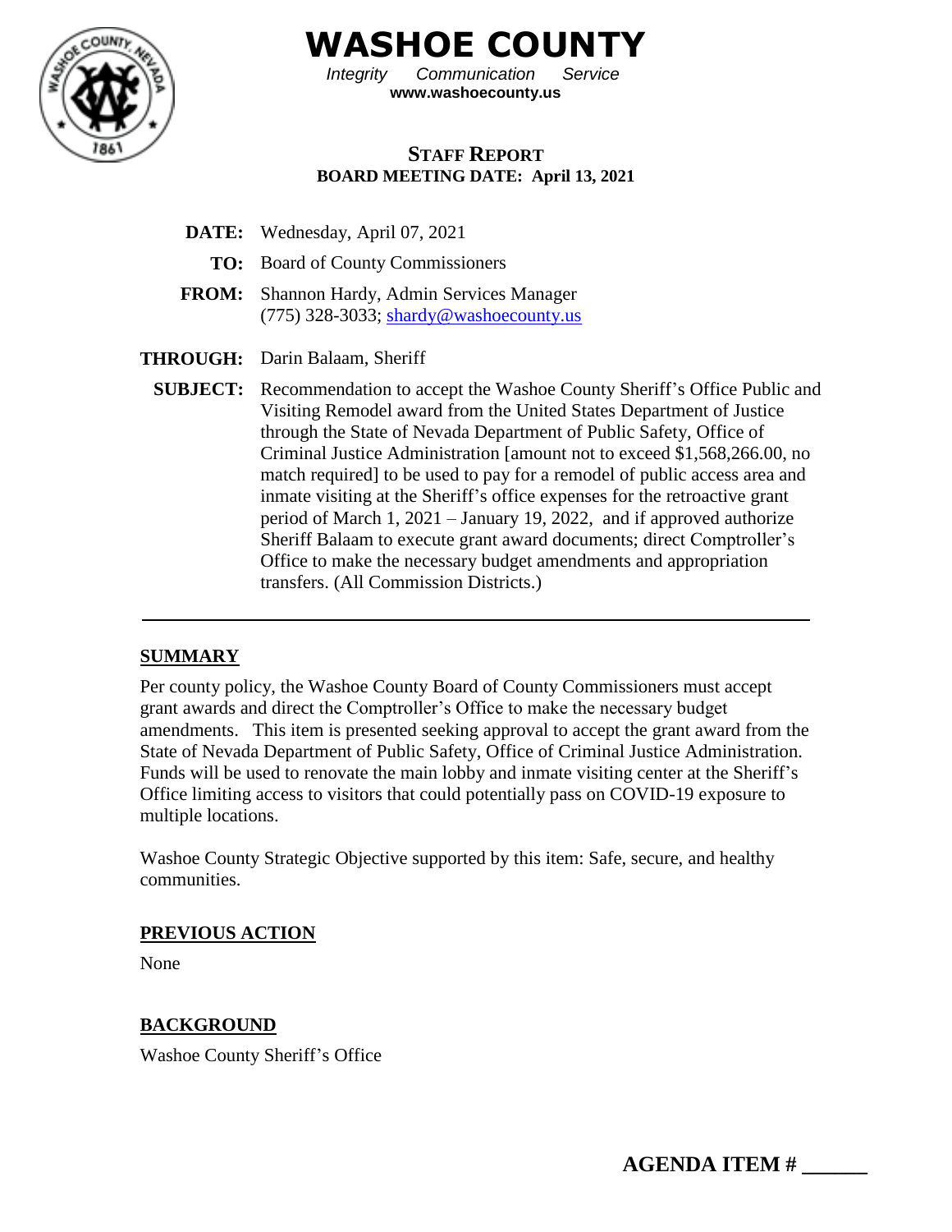# WASHOE COUNTY

*Integrity Communication Service*
**www.washoecounty.us**

## STAFF REPORT
**BOARD MEETING DATE: April 13, 2021**

**DATE:** Wednesday, April 07, 2021

**TO:** Board of County Commissioners

**FROM:** Shannon Hardy, Admin Services Manager
(775) 328-3033; shardy@washoecounty.us

**THROUGH:** Darin Balaam, Sheriff

**SUBJECT:** Recommendation to accept the Washoe County Sheriff's Office Public and Visiting Remodel award from the United States Department of Justice through the State of Nevada Department of Public Safety, Office of Criminal Justice Administration [amount not to exceed $1,568,266.00, no match required] to be used to pay for a remodel of public access area and inmate visiting at the Sheriff's office expenses for the retroactive grant period of March 1, 2021 – January 19, 2022, and if approved authorize Sheriff Balaam to execute grant award documents; direct Comptroller's Office to make the necessary budget amendments and appropriation transfers. (All Commission Districts.)

---

### SUMMARY

Per county policy, the Washoe County Board of County Commissioners must accept grant awards and direct the Comptroller's Office to make the necessary budget amendments. This item is presented seeking approval to accept the grant award from the State of Nevada Department of Public Safety, Office of Criminal Justice Administration. Funds will be used to renovate the main lobby and inmate visiting center at the Sheriff's Office limiting access to visitors that could potentially pass on COVID-19 exposure to multiple locations.

Washoe County Strategic Objective supported by this item: Safe, secure, and healthy communities.

### PREVIOUS ACTION

None

### BACKGROUND

Washoe County Sheriff's Office

**AGENDA ITEM # ______**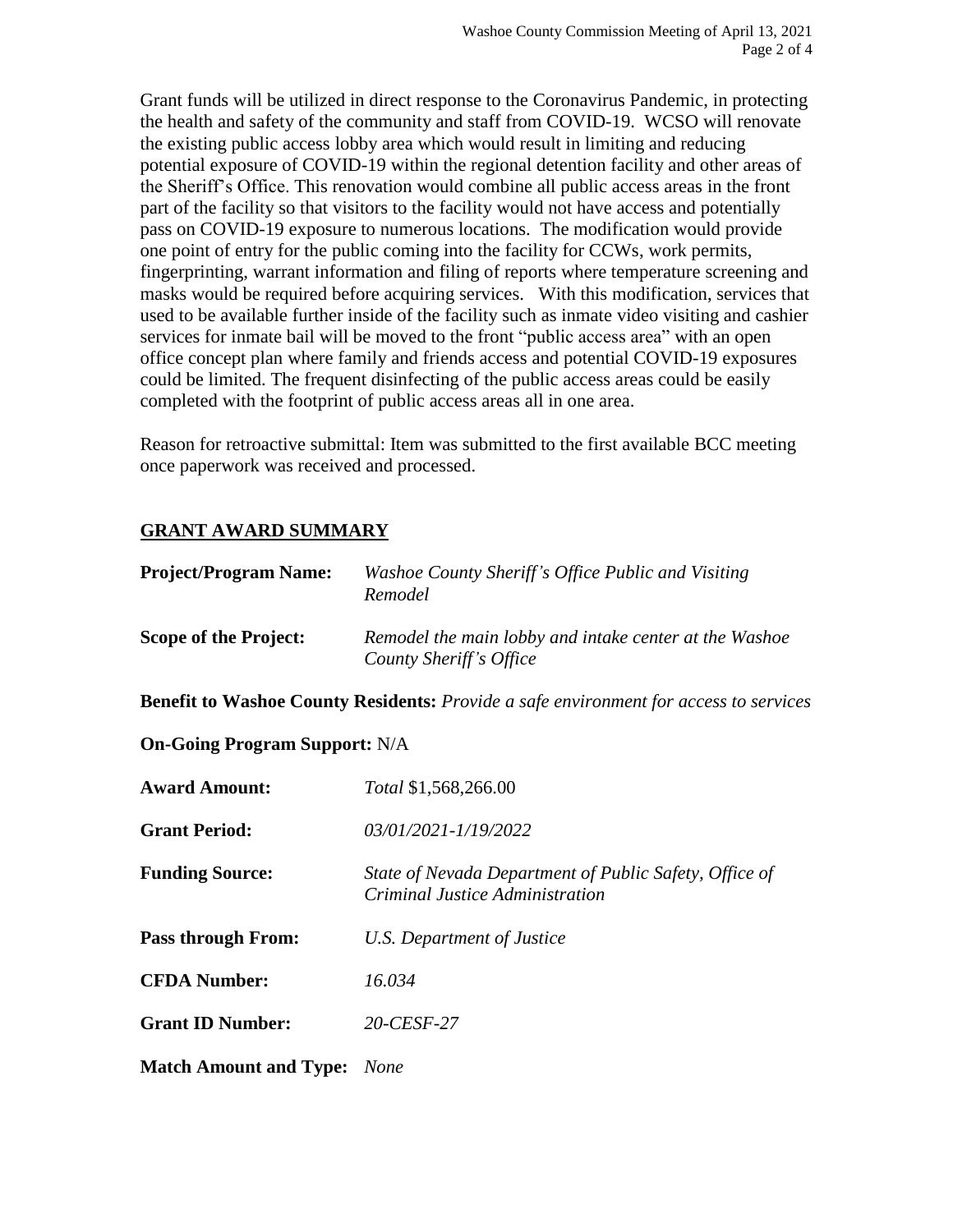Grant funds will be utilized in direct response to the Coronavirus Pandemic, in protecting the health and safety of the community and staff from COVID-19. WCSO will renovate the existing public access lobby area which would result in limiting and reducing potential exposure of COVID-19 within the regional detention facility and other areas of the Sheriff's Office. This renovation would combine all public access areas in the front part of the facility so that visitors to the facility would not have access and potentially pass on COVID-19 exposure to numerous locations. The modification would provide one point of entry for the public coming into the facility for CCWs, work permits, fingerprinting, warrant information and filing of reports where temperature screening and masks would be required before acquiring services. With this modification, services that used to be available further inside of the facility such as inmate video visiting and cashier services for inmate bail will be moved to the front "public access area" with an open office concept plan where family and friends access and potential COVID-19 exposures could be limited. The frequent disinfecting of the public access areas could be easily completed with the footprint of public access areas all in one area.

Reason for retroactive submittal: Item was submitted to the first available BCC meeting once paperwork was received and processed.

## GRANT AWARD SUMMARY

**Project/Program Name:** *Washoe County Sheriff's Office Public and Visiting Remodel*

**Scope of the Project:** *Remodel the main lobby and intake center at the Washoe County Sheriff's Office*

**Benefit to Washoe County Residents:** *Provide a safe environment for access to services*

**On-Going Program Support:** N/A

**Award Amount:** *Total* $1,568,266.00

**Grant Period:** *03/01/2021-1/19/2022*

**Funding Source:** *State of Nevada Department of Public Safety, Office of Criminal Justice Administration*

**Pass through From:** *U.S. Department of Justice*

**CFDA Number:** *16.034*

**Grant ID Number:** *20-CESF-27*

**Match Amount and Type:** *None*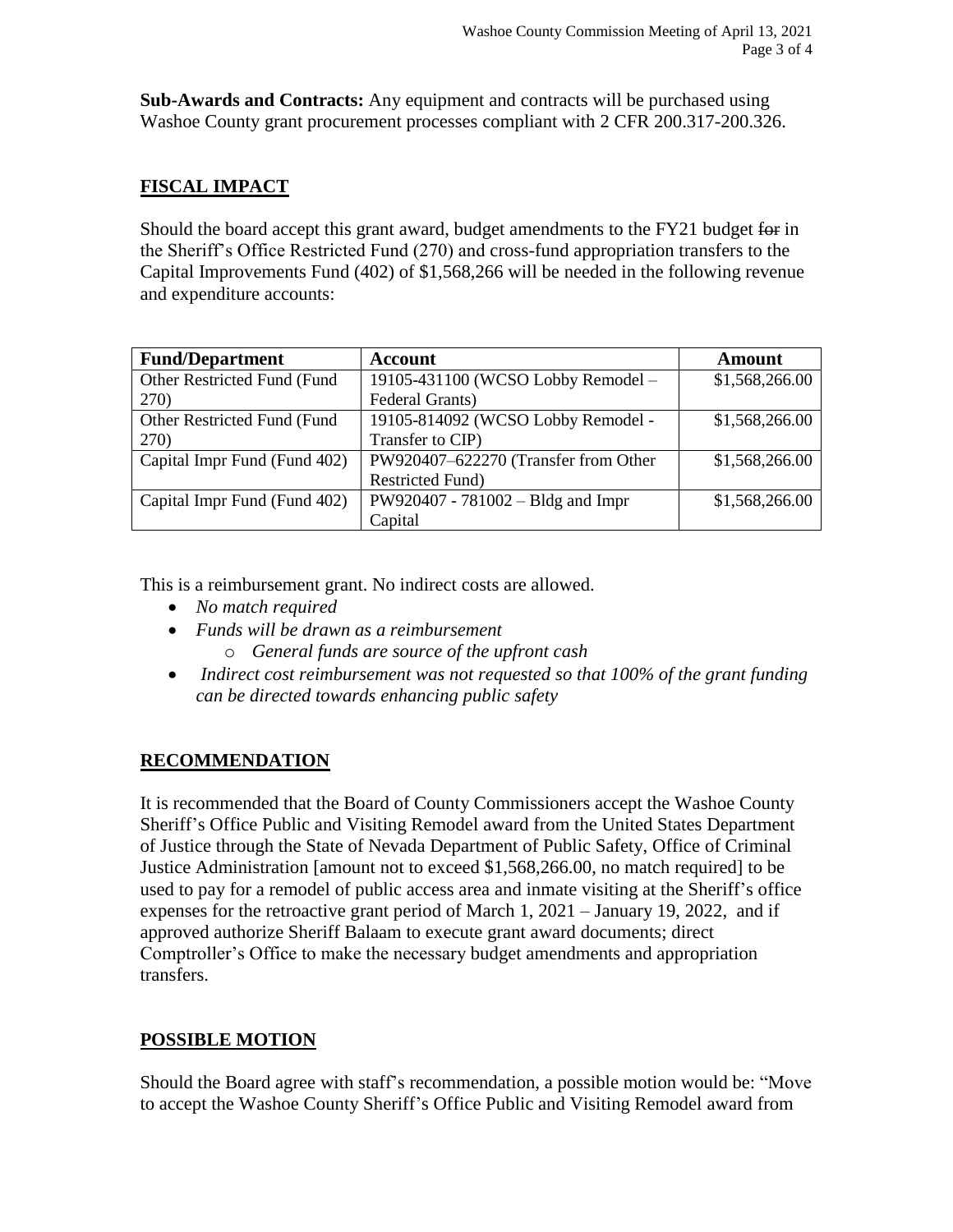**Sub-Awards and Contracts:** Any equipment and contracts will be purchased using Washoe County grant procurement processes compliant with 2 CFR 200.317-200.326.

## FISCAL IMPACT

Should the board accept this grant award, budget amendments to the FY21 budget ~~for~~ in the Sheriff's Office Restricted Fund (270) and cross-fund appropriation transfers to the Capital Improvements Fund (402) of $1,568,266 will be needed in the following revenue and expenditure accounts:

| Fund/Department | Account | Amount |
|---|---|---|
| Other Restricted Fund (Fund 270) | 19105-431100 (WCSO Lobby Remodel – Federal Grants) | $1,568,266.00 |
| Other Restricted Fund (Fund 270) | 19105-814092 (WCSO Lobby Remodel - Transfer to CIP) | $1,568,266.00 |
| Capital Impr Fund (Fund 402) | PW920407–622270 (Transfer from Other Restricted Fund) | $1,568,266.00 |
| Capital Impr Fund (Fund 402) | PW920407 - 781002 – Bldg and Impr Capital | $1,568,266.00 |

This is a reimbursement grant. No indirect costs are allowed.

- *No match required*
- *Funds will be drawn as a reimbursement*
  - *General funds are source of the upfront cash*
- *Indirect cost reimbursement was not requested so that 100% of the grant funding can be directed towards enhancing public safety*

## RECOMMENDATION

It is recommended that the Board of County Commissioners accept the Washoe County Sheriff's Office Public and Visiting Remodel award from the United States Department of Justice through the State of Nevada Department of Public Safety, Office of Criminal Justice Administration [amount not to exceed $1,568,266.00, no match required] to be used to pay for a remodel of public access area and inmate visiting at the Sheriff's office expenses for the retroactive grant period of March 1, 2021 – January 19, 2022, and if approved authorize Sheriff Balaam to execute grant award documents; direct Comptroller's Office to make the necessary budget amendments and appropriation transfers.

## POSSIBLE MOTION

Should the Board agree with staff's recommendation, a possible motion would be: "Move to accept the Washoe County Sheriff's Office Public and Visiting Remodel award from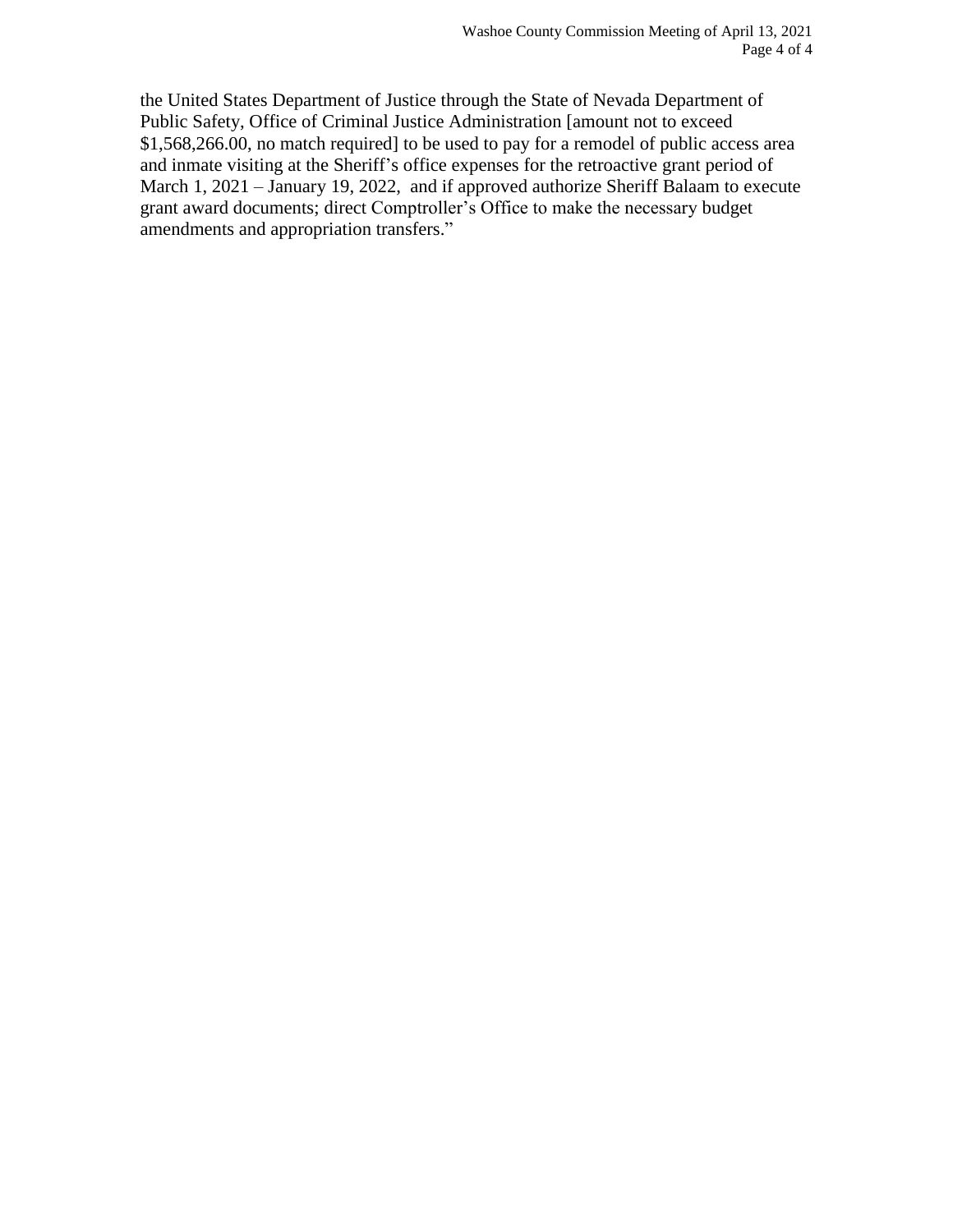the United States Department of Justice through the State of Nevada Department of Public Safety, Office of Criminal Justice Administration [amount not to exceed $1,568,266.00, no match required] to be used to pay for a remodel of public access area and inmate visiting at the Sheriff's office expenses for the retroactive grant period of March 1, 2021 – January 19, 2022, and if approved authorize Sheriff Balaam to execute grant award documents; direct Comptroller's Office to make the necessary budget amendments and appropriation transfers."